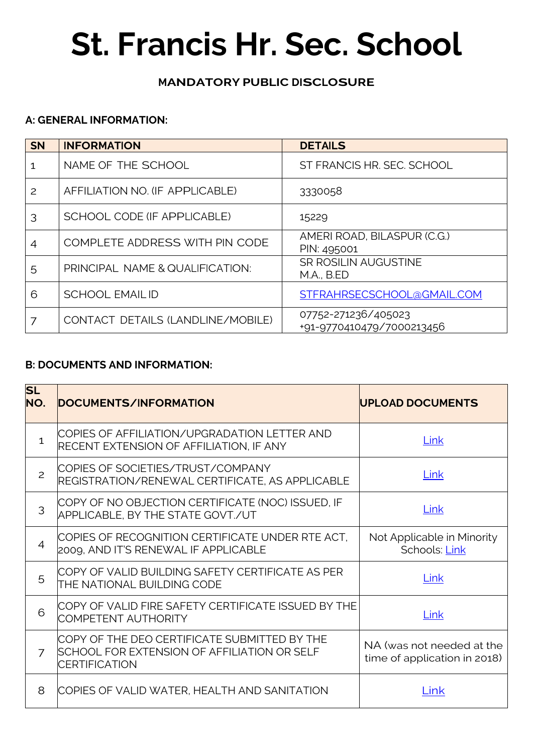# St. Francis Hr. Sec. School

### MANDATORY PUBLIC DISCLOSURE

**A: GENERAL INFORMATION:**

| SN | INFORMATION | DETAILS |
|---|---|---|
| 1 | NAME OF THE SCHOOL | ST FRANCIS HR. SEC. SCHOOL |
| 2 | AFFILIATION NO. (IF APPLICABLE) | 3330058 |
| 3 | SCHOOL CODE (IF APPLICABLE) | 15229 |
| 4 | COMPLETE ADDRESS WITH PIN CODE | AMERI ROAD, BILASPUR (C.G.) PIN: 495001 |
| 5 | PRINCIPAL NAME & QUALIFICATION: | SR ROSILIN AUGUSTINE M.A., B.ED |
| 6 | SCHOOL EMAIL ID | STFRAHRSECSCHOOL@GMAIL.COM |
| 7 | CONTACT DETAILS (LANDLINE/MOBILE) | 07752-271236/405023 +91-9770410479/7000213456 |

**B: DOCUMENTS AND INFORMATION:**

| SL NO. | DOCUMENTS/INFORMATION | UPLOAD DOCUMENTS |
|---|---|---|
| 1 | COPIES OF AFFILIATION/UPGRADATION LETTER AND RECENT EXTENSION OF AFFILIATION, IF ANY | Link |
| 2 | COPIES OF SOCIETIES/TRUST/COMPANY REGISTRATION/RENEWAL CERTIFICATE, AS APPLICABLE | Link |
| 3 | COPY OF NO OBJECTION CERTIFICATE (NOC) ISSUED, IF APPLICABLE, BY THE STATE GOVT./UT | Link |
| 4 | COPIES OF RECOGNITION CERTIFICATE UNDER RTE ACT, 2009, AND IT'S RENEWAL IF APPLICABLE | Not Applicable in Minority Schools: Link |
| 5 | COPY OF VALID BUILDING SAFETY CERTIFICATE AS PER THE NATIONAL BUILDING CODE | Link |
| 6 | COPY OF VALID FIRE SAFETY CERTIFICATE ISSUED BY THE COMPETENT AUTHORITY | Link |
| 7 | COPY OF THE DEO CERTIFICATE SUBMITTED BY THE SCHOOL FOR EXTENSION OF AFFILIATION OR SELF CERTIFICATION | NA (was not needed at the time of application in 2018) |
| 8 | COPIES OF VALID WATER, HEALTH AND SANITATION | Link |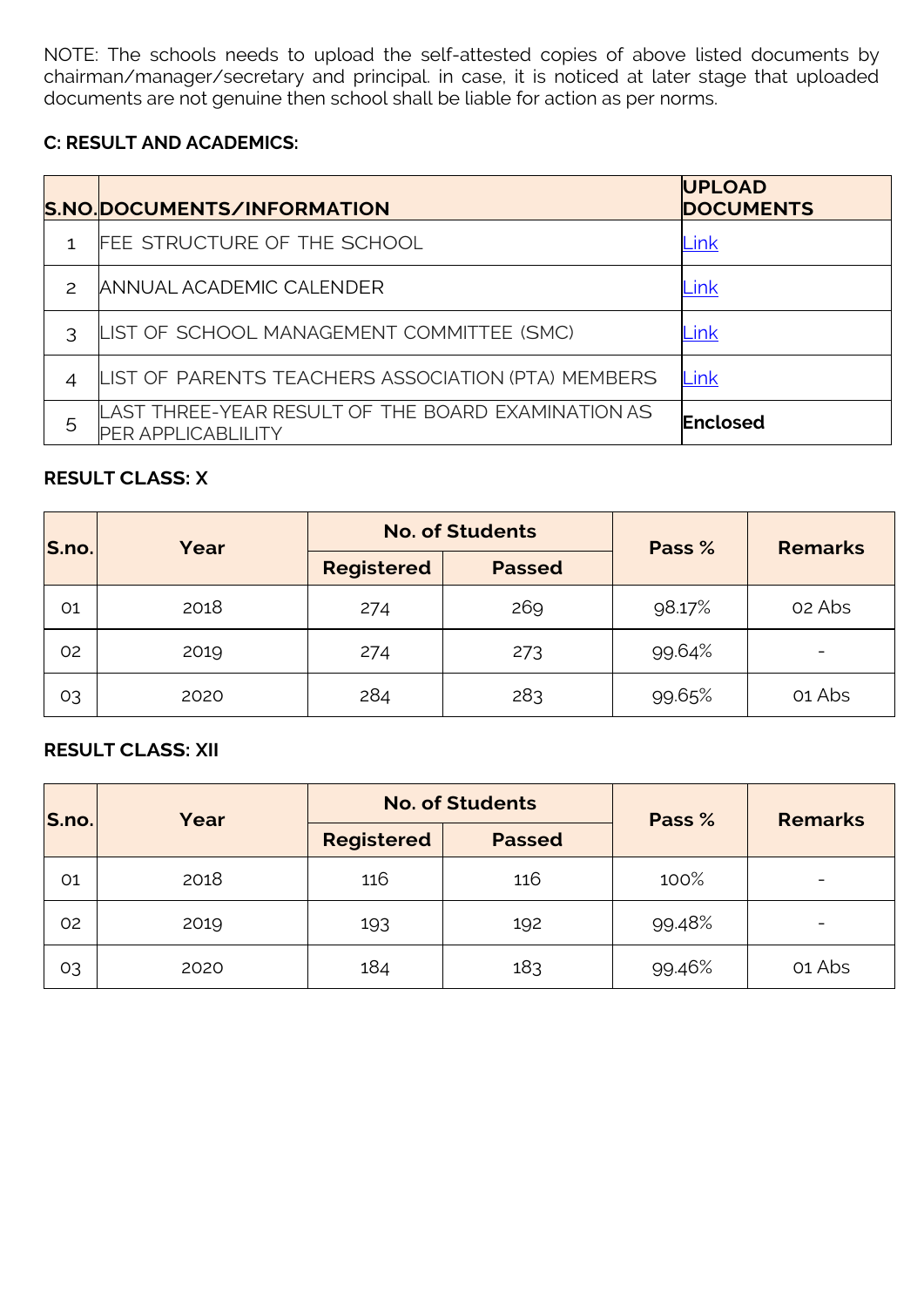NOTE: The schools needs to upload the self-attested copies of above listed documents by chairman/manager/secretary and principal. in case, it is noticed at later stage that uploaded documents are not genuine then school shall be liable for action as per norms.

**C: RESULT AND ACADEMICS:**

| S.NO. | DOCUMENTS/INFORMATION | UPLOAD DOCUMENTS |
|---|---|---|
| 1 | FEE STRUCTURE OF THE SCHOOL | Link |
| 2 | ANNUAL ACADEMIC CALENDER | Link |
| 3 | LIST OF SCHOOL MANAGEMENT COMMITTEE (SMC) | Link |
| 4 | LIST OF PARENTS TEACHERS ASSOCIATION (PTA) MEMBERS | Link |
| 5 | LAST THREE-YEAR RESULT OF THE BOARD EXAMINATION AS PER APPLICABLILITY | **Enclosed** |

**RESULT CLASS: X**

| S.no. | Year | No. of Students | | Pass % | Remarks |
|---|---|---|---|---|---|
| | | Registered | Passed | | |
| 01 | 2018 | 274 | 269 | 98.17% | 02 Abs |
| 02 | 2019 | 274 | 273 | 99.64% | - |
| 03 | 2020 | 284 | 283 | 99.65% | 01 Abs |

**RESULT CLASS: XII**

| S.no. | Year | No. of Students | | Pass % | Remarks |
|---|---|---|---|---|---|
| | | Registered | Passed | | |
| 01 | 2018 | 116 | 116 | 100% | - |
| 02 | 2019 | 193 | 192 | 99.48% | - |
| 03 | 2020 | 184 | 183 | 99.46% | 01 Abs |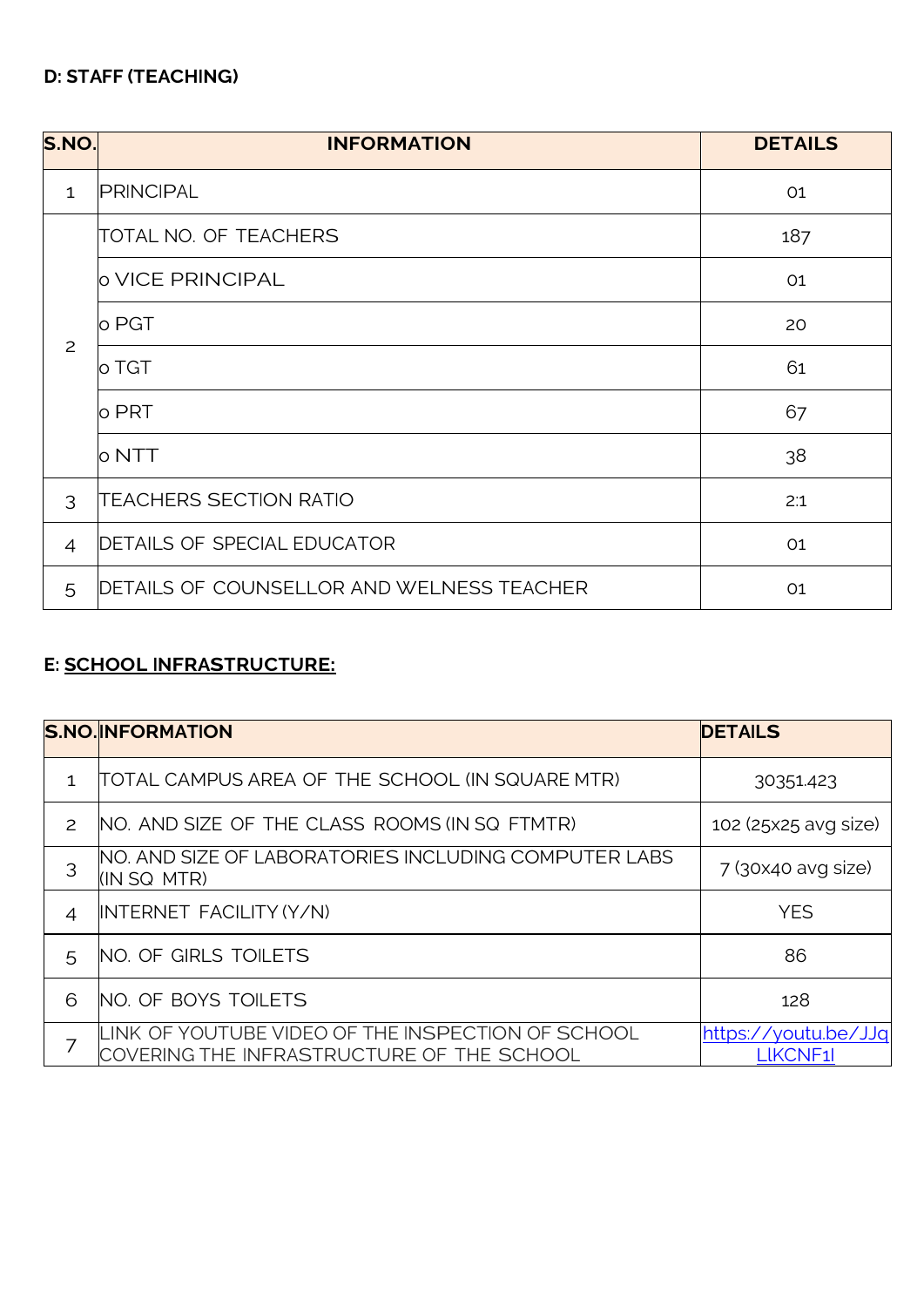**D: STAFF (TEACHING)**

| S.NO. | INFORMATION | DETAILS |
|---|---|---|
| 1 | PRINCIPAL | 01 |
| 2 | TOTAL NO. OF TEACHERS | 187 |
| | o VICE PRINCIPAL | 01 |
| | o PGT | 20 |
| | o TGT | 61 |
| | o PRT | 67 |
| | o NTT | 38 |
| 3 | TEACHERS SECTION RATIO | 2:1 |
| 4 | DETAILS OF SPECIAL EDUCATOR | 01 |
| 5 | DETAILS OF COUNSELLOR AND WELNESS TEACHER | 01 |

**E: SCHOOL INFRASTRUCTURE:**

| S.NO. | INFORMATION | DETAILS |
|---|---|---|
| 1 | TOTAL CAMPUS AREA OF THE SCHOOL (IN SQUARE MTR) | 30351.423 |
| 2 | NO. AND SIZE OF THE CLASS ROOMS (IN SQ FTMTR) | 102 (25x25 avg size) |
| 3 | NO. AND SIZE OF LABORATORIES INCLUDING COMPUTER LABS (IN SQ MTR) | 7 (30x40 avg size) |
| 4 | INTERNET FACILITY (Y/N) | YES |
| 5 | NO. OF GIRLS TOILETS | 86 |
| 6 | NO. OF BOYS TOILETS | 128 |
| 7 | LINK OF YOUTUBE VIDEO OF THE INSPECTION OF SCHOOL COVERING THE INFRASTRUCTURE OF THE SCHOOL | https://youtu.be/JJqLlKCNF1I |